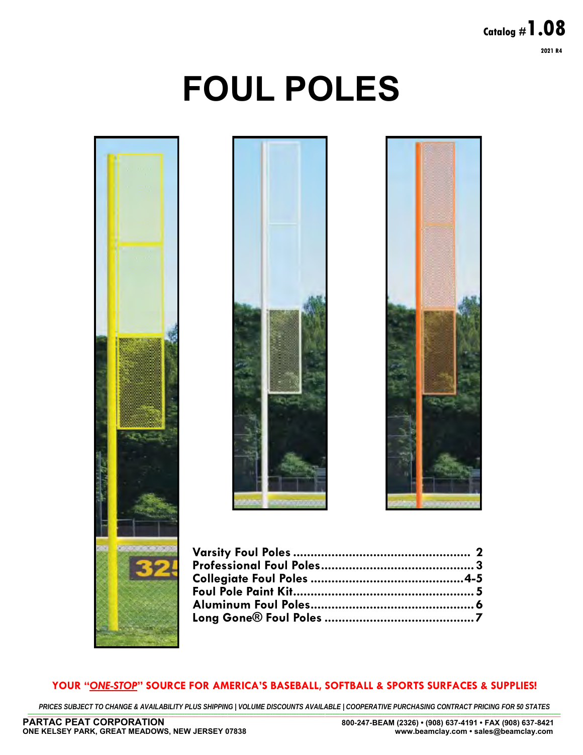Catalog #**1.08**

2021 R4

# FOUL POLES

| | |
|---|---|
| Varsity Foul Poles | 2 |
| Professional Foul Poles | 3 |
| Collegiate Foul Poles | 4-5 |
| Foul Pole Paint Kit | 5 |
| Aluminum Foul Poles | 6 |
| Long Gone® Foul Poles | 7 |

**YOUR "*ONE-STOP*" SOURCE FOR AMERICA'S BASEBALL, SOFTBALL & SPORTS SURFACES & SUPPLIES!**

*PRICES SUBJECT TO CHANGE & AVAILABILITY PLUS SHIPPING | VOLUME DISCOUNTS AVAILABLE | COOPERATIVE PURCHASING CONTRACT PRICING FOR 50 STATES*

**PARTAC PEAT CORPORATION**
**ONE KELSEY PARK, GREAT MEADOWS, NEW JERSEY 07838**

**800-247-BEAM (2326) • (908) 637-4191 • FAX (908) 637-8421**
**www.beamclay.com • sales@beamclay.com**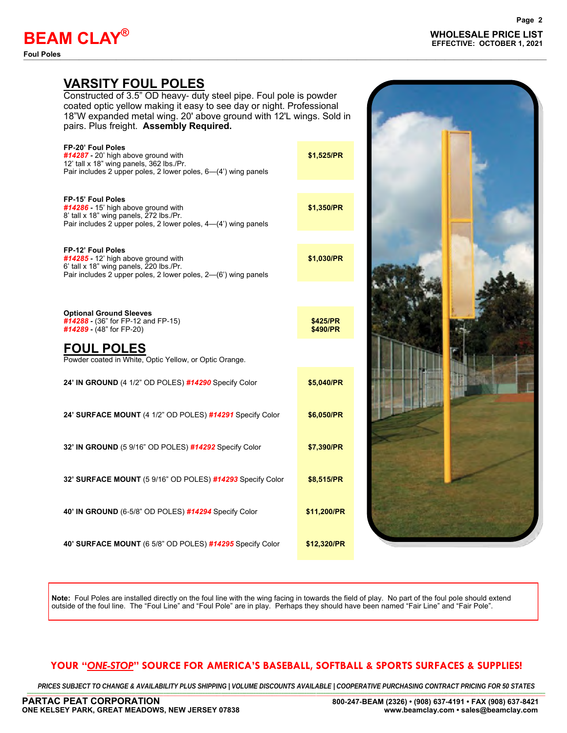# BEAM CLAY®

**Foul Poles**

**WHOLESALE PRICE LIST**
**EFFECTIVE: OCTOBER 1, 2021**

## VARSITY FOUL POLES

Constructed of 3.5" OD heavy- duty steel pipe. Foul pole is powder coated optic yellow making it easy to see day or night. Professional 18"W expanded metal wing. 20' above ground with 12'L wings. Sold in pairs. Plus freight. **Assembly Required.**

| Item | Price |
|---|---|
| **FP-20' Foul Poles**<br>***#14287*** **-** 20' high above ground with 12' tall x 18" wing panels, 362 lbs./Pr.<br>Pair includes 2 upper poles, 2 lower poles, 6—(4') wing panels | **$1,525/PR** |
| **FP-15' Foul Poles**<br>***#14286*** **-** 15' high above ground with 8' tall x 18" wing panels, 272 lbs./Pr.<br>Pair includes 2 upper poles, 2 lower poles, 4—(4') wing panels | **$1,350/PR** |
| **FP-12' Foul Poles**<br>***#14285*** **-** 12' high above ground with 6' tall x 18" wing panels, 220 lbs./Pr.<br>Pair includes 2 upper poles, 2 lower poles, 2—(6') wing panels | **$1,030/PR** |
| **Optional Ground Sleeves**<br>***#14288*** **-** (36" for FP-12 and FP-15)<br>***#14289*** **-** (48" for FP-20) | **$425/PR**<br>**$490/PR** |

## FOUL POLES

Powder coated in White, Optic Yellow, or Optic Orange.

| Item | Price |
|---|---|
| **24' IN GROUND** (4 1/2" OD POLES) ***#14290*** Specify Color | **$5,040/PR** |
| **24' SURFACE MOUNT** (4 1/2" OD POLES) ***#14291*** Specify Color | **$6,050/PR** |
| **32' IN GROUND** (5 9/16" OD POLES) ***#14292*** Specify Color | **$7,390/PR** |
| **32' SURFACE MOUNT** (5 9/16" OD POLES) ***#14293*** Specify Color | **$8,515/PR** |
| **40' IN GROUND** (6-5/8" OD POLES) ***#14294*** Specify Color | **$11,200/PR** |
| **40' SURFACE MOUNT** (6 5/8" OD POLES) ***#14295*** Specify Color | **$12,320/PR** |

**Note:** Foul Poles are installed directly on the foul line with the wing facing in towards the field of play. No part of the foul pole should extend outside of the foul line. The "Foul Line" and "Foul Pole" are in play. Perhaps they should have been named "Fair Line" and "Fair Pole".

**YOUR "*ONE-STOP*" SOURCE FOR AMERICA'S BASEBALL, SOFTBALL & SPORTS SURFACES & SUPPLIES!**

*PRICES SUBJECT TO CHANGE & AVAILABILITY PLUS SHIPPING | VOLUME DISCOUNTS AVAILABLE | COOPERATIVE PURCHASING CONTRACT PRICING FOR 50 STATES*

**PARTAC PEAT CORPORATION**
**ONE KELSEY PARK, GREAT MEADOWS, NEW JERSEY 07838**

**800-247-BEAM (2326) • (908) 637-4191 • FAX (908) 637-8421**
**www.beamclay.com • sales@beamclay.com**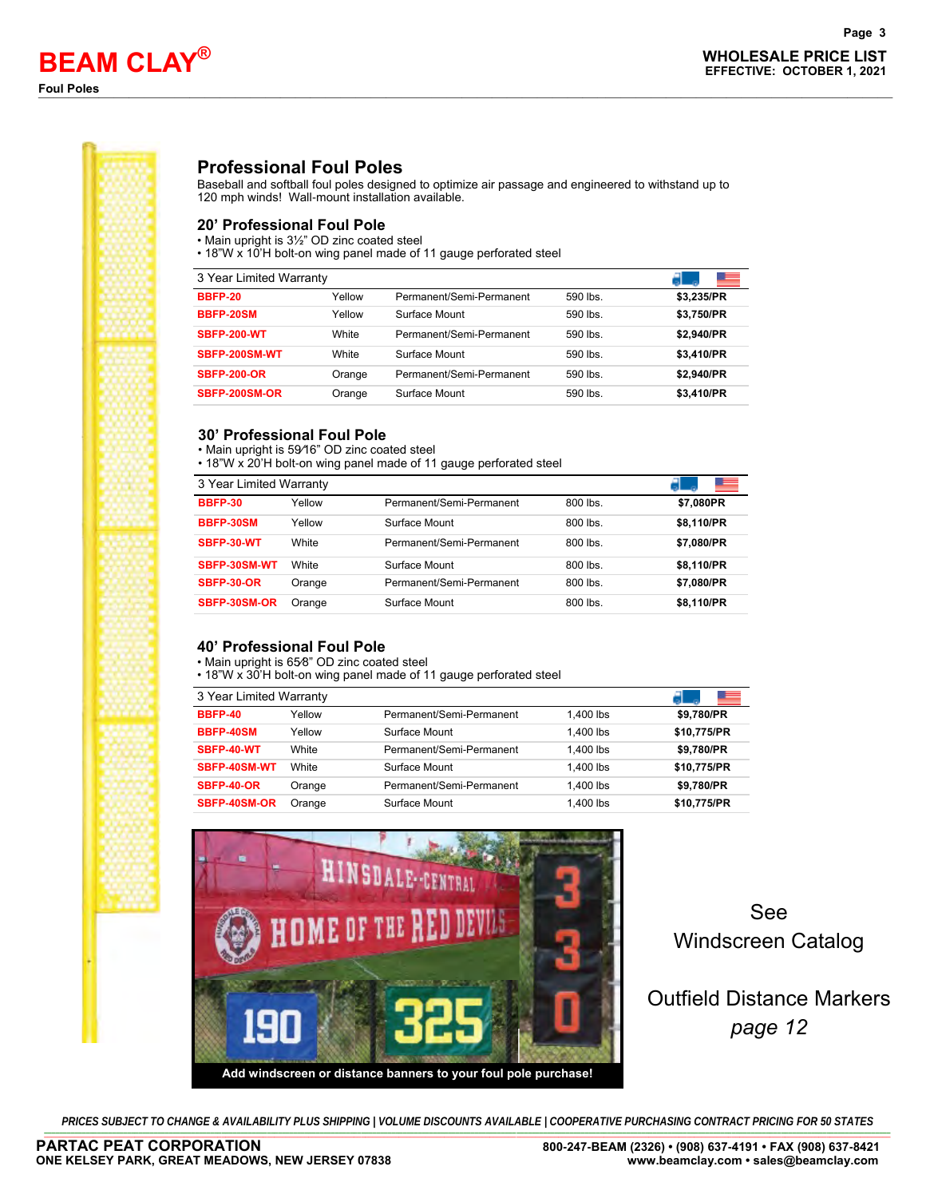# BEAM CLAY®

**Foul Poles**

**WHOLESALE PRICE LIST**
**EFFECTIVE: OCTOBER 1, 2021**

## Professional Foul Poles

Baseball and softball foul poles designed to optimize air passage and engineered to withstand up to 120 mph winds! Wall-mount installation available.

### 20' Professional Foul Pole

- Main upright is 3½" OD zinc coated steel
- 18"W x 10'H bolt-on wing panel made of 11 gauge perforated steel

| 3 Year Limited Warranty | | | | |
|---|---|---|---|---|
| **BBFP-20** | Yellow | Permanent/Semi-Permanent | 590 lbs. | **$3,235/PR** |
| **BBFP-20SM** | Yellow | Surface Mount | 590 lbs. | **$3,750/PR** |
| **SBFP-200-WT** | White | Permanent/Semi-Permanent | 590 lbs. | **$2,940/PR** |
| **SBFP-200SM-WT** | White | Surface Mount | 590 lbs. | **$3,410/PR** |
| **SBFP-200-OR** | Orange | Permanent/Semi-Permanent | 590 lbs. | **$2,940/PR** |
| **SBFP-200SM-OR** | Orange | Surface Mount | 590 lbs. | **$3,410/PR** |

### 30' Professional Foul Pole

- Main upright is 5 9⁄16" OD zinc coated steel
- 18"W x 20'H bolt-on wing panel made of 11 gauge perforated steel

| 3 Year Limited Warranty | | | | |
|---|---|---|---|---|
| **BBFP-30** | Yellow | Permanent/Semi-Permanent | 800 lbs. | **$7,080PR** |
| **BBFP-30SM** | Yellow | Surface Mount | 800 lbs. | **$8,110/PR** |
| **SBFP-30-WT** | White | Permanent/Semi-Permanent | 800 lbs. | **$7,080/PR** |
| **SBFP-30SM-WT** | White | Surface Mount | 800 lbs. | **$8,110/PR** |
| **SBFP-30-OR** | Orange | Permanent/Semi-Permanent | 800 lbs. | **$7,080/PR** |
| **SBFP-30SM-OR** | Orange | Surface Mount | 800 lbs. | **$8,110/PR** |

### 40' Professional Foul Pole

- Main upright is 6 5⁄8" OD zinc coated steel
- 18"W x 30'H bolt-on wing panel made of 11 gauge perforated steel

| 3 Year Limited Warranty | | | | |
|---|---|---|---|---|
| **BBFP-40** | Yellow | Permanent/Semi-Permanent | 1,400 lbs | **$9,780/PR** |
| **BBFP-40SM** | Yellow | Surface Mount | 1,400 lbs | **$10,775/PR** |
| **SBFP-40-WT** | White | Permanent/Semi-Permanent | 1,400 lbs | **$9,780/PR** |
| **SBFP-40SM-WT** | White | Surface Mount | 1,400 lbs | **$10,775/PR** |
| **SBFP-40-OR** | Orange | Permanent/Semi-Permanent | 1,400 lbs | **$9,780/PR** |
| **SBFP-40SM-OR** | Orange | Surface Mount | 1,400 lbs | **$10,775/PR** |

**Add windscreen or distance banners to your foul pole purchase!**

See
Windscreen Catalog

Outfield Distance Markers
*page 12*

*PRICES SUBJECT TO CHANGE & AVAILABILITY PLUS SHIPPING | VOLUME DISCOUNTS AVAILABLE | COOPERATIVE PURCHASING CONTRACT PRICING FOR 50 STATES*

**PARTAC PEAT CORPORATION**
**ONE KELSEY PARK, GREAT MEADOWS, NEW JERSEY 07838**

**800-247-BEAM (2326) • (908) 637-4191 • FAX (908) 637-8421**
**www.beamclay.com • sales@beamclay.com**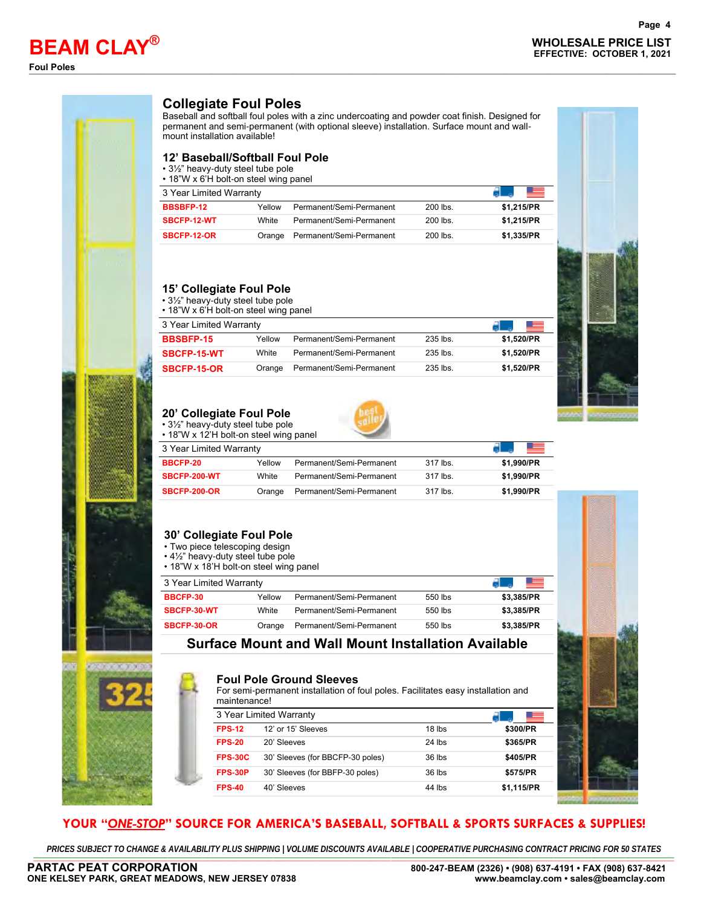# BEAM CLAY®

**Foul Poles**

**WHOLESALE PRICE LIST**
**EFFECTIVE: OCTOBER 1, 2021**

## Collegiate Foul Poles

Baseball and softball foul poles with a zinc undercoating and powder coat finish. Designed for permanent and semi-permanent (with optional sleeve) installation. Surface mount and wall-mount installation available!

### 12' Baseball/Softball Foul Pole

- 3½" heavy-duty steel tube pole
- 18"W x 6'H bolt-on steel wing panel

| 3 Year Limited Warranty | | | | |
|---|---|---|---|---|
| BBSBFP-12 | Yellow | Permanent/Semi-Permanent | 200 lbs. | $1,215/PR |
| SBCFP-12-WT | White | Permanent/Semi-Permanent | 200 lbs. | $1,215/PR |
| SBCFP-12-OR | Orange | Permanent/Semi-Permanent | 200 lbs. | $1,335/PR |

### 15' Collegiate Foul Pole

- 3½" heavy-duty steel tube pole
- 18"W x 6'H bolt-on steel wing panel

| 3 Year Limited Warranty | | | | |
|---|---|---|---|---|
| BBSBFP-15 | Yellow | Permanent/Semi-Permanent | 235 lbs. | $1,520/PR |
| SBCFP-15-WT | White | Permanent/Semi-Permanent | 235 lbs. | $1,520/PR |
| SBCFP-15-OR | Orange | Permanent/Semi-Permanent | 235 lbs. | $1,520/PR |

### 20' Collegiate Foul Pole

best seller

- 3½" heavy-duty steel tube pole
- 18"W x 12'H bolt-on steel wing panel

| 3 Year Limited Warranty | | | | |
|---|---|---|---|---|
| BBCFP-20 | Yellow | Permanent/Semi-Permanent | 317 lbs. | $1,990/PR |
| SBCFP-200-WT | White | Permanent/Semi-Permanent | 317 lbs. | $1,990/PR |
| SBCFP-200-OR | Orange | Permanent/Semi-Permanent | 317 lbs. | $1,990/PR |

### 30' Collegiate Foul Pole

- Two piece telescoping design
- 4½" heavy-duty steel tube pole
- 18"W x 18'H bolt-on steel wing panel

| 3 Year Limited Warranty | | | | |
|---|---|---|---|---|
| BBCFP-30 | Yellow | Permanent/Semi-Permanent | 550 lbs | $3,385/PR |
| SBCFP-30-WT | White | Permanent/Semi-Permanent | 550 lbs | $3,385/PR |
| SBCFP-30-OR | Orange | Permanent/Semi-Permanent | 550 lbs | $3,385/PR |

**Surface Mount and Wall Mount Installation Available**

### Foul Pole Ground Sleeves

For semi-permanent installation of foul poles. Facilitates easy installation and maintenance!

| 3 Year Limited Warranty | | | |
|---|---|---|---|
| FPS-12 | 12' or 15' Sleeves | 18 lbs | $300/PR |
| FPS-20 | 20' Sleeves | 24 lbs | $365/PR |
| FPS-30C | 30' Sleeves (for BBCFP-30 poles) | 36 lbs | $405/PR |
| FPS-30P | 30' Sleeves (for BBFP-30 poles) | 36 lbs | $575/PR |
| FPS-40 | 40' Sleeves | 44 lbs | $1,115/PR |

**YOUR "*ONE-STOP*" SOURCE FOR AMERICA'S BASEBALL, SOFTBALL & SPORTS SURFACES & SUPPLIES!**

*PRICES SUBJECT TO CHANGE & AVAILABILITY PLUS SHIPPING | VOLUME DISCOUNTS AVAILABLE | COOPERATIVE PURCHASING CONTRACT PRICING FOR 50 STATES*

**PARTAC PEAT CORPORATION**
**ONE KELSEY PARK, GREAT MEADOWS, NEW JERSEY 07838**

**800-247-BEAM (2326) • (908) 637-4191 • FAX (908) 637-8421**
**www.beamclay.com • sales@beamclay.com**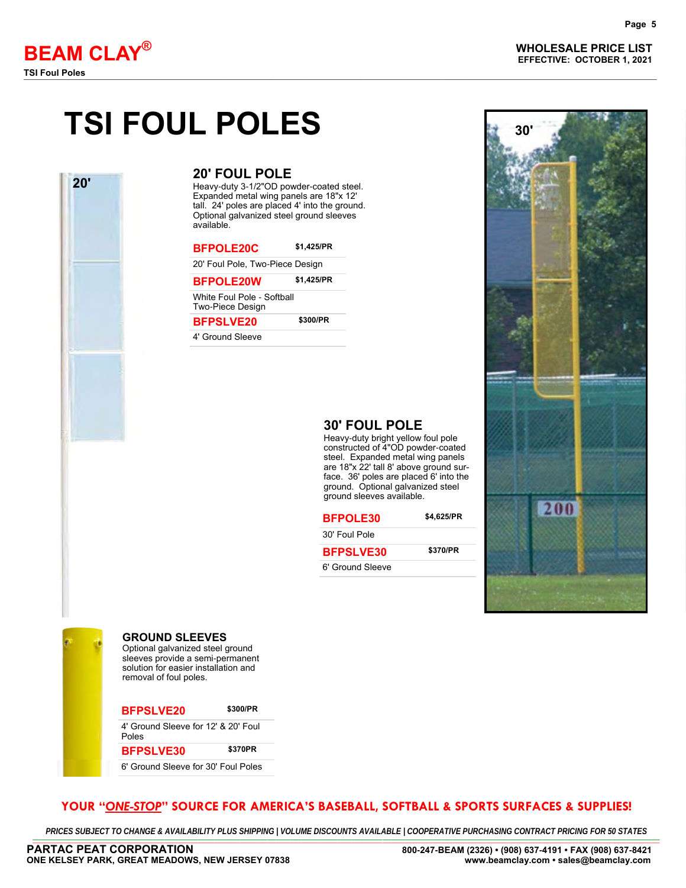# TSI FOUL POLES

## 20' FOUL POLE

Heavy-duty 3-1/2"OD powder-coated steel. Expanded metal wing panels are 18"x 12' tall. 24' poles are placed 4' into the ground. Optional galvanized steel ground sleeves available.

| Item | Price |
|---|---|
| **BFPOLE20C** | **$1,425/PR** |
| 20' Foul Pole, Two-Piece Design | |
| **BFPOLE20W** | **$1,425/PR** |
| White Foul Pole - Softball Two-Piece Design | |
| **BFPSLVE20** | **$300/PR** |
| 4' Ground Sleeve | |

## 30' FOUL POLE

Heavy-duty bright yellow foul pole constructed of 4"OD powder-coated steel. Expanded metal wing panels are 18"x 22' tall 8' above ground surface. 36' poles are placed 6' into the ground. Optional galvanized steel ground sleeves available.

| Item | Price |
|---|---|
| **BFPOLE30** | **$4,625/PR** |
| 30' Foul Pole | |
| **BFPSLVE30** | **$370/PR** |
| 6' Ground Sleeve | |

## GROUND SLEEVES

Optional galvanized steel ground sleeves provide a semi-permanent solution for easier installation and removal of foul poles.

| Item | Price |
|---|---|
| **BFPSLVE20** | **$300/PR** |
| 4' Ground Sleeve for 12' & 20' Foul Poles | |
| **BFPSLVE30** | **$370PR** |
| 6' Ground Sleeve for 30' Foul Poles | |

**YOUR "*ONE-STOP*" SOURCE FOR AMERICA'S BASEBALL, SOFTBALL & SPORTS SURFACES & SUPPLIES!**

*PRICES SUBJECT TO CHANGE & AVAILABILITY PLUS SHIPPING | VOLUME DISCOUNTS AVAILABLE | COOPERATIVE PURCHASING CONTRACT PRICING FOR 50 STATES*

**PARTAC PEAT CORPORATION**
**ONE KELSEY PARK, GREAT MEADOWS, NEW JERSEY 07838**

**800-247-BEAM (2326) • (908) 637-4191 • FAX (908) 637-8421**
**www.beamclay.com • sales@beamclay.com**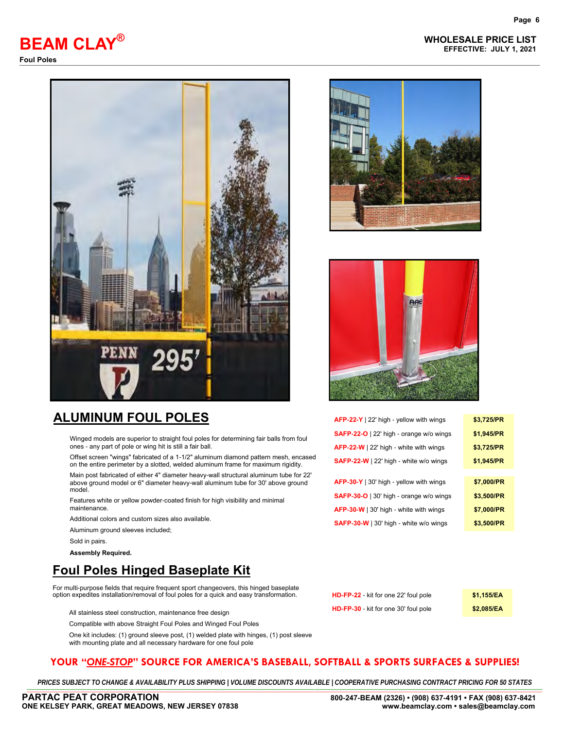# BEAM CLAY®

**Foul Poles**

**WHOLESALE PRICE LIST**
**EFFECTIVE: JULY 1, 2021**

## ALUMINUM FOUL POLES

Winged models are superior to straight foul poles for determining fair balls from foul ones - any part of pole or wing hit is still a fair ball.

Offset screen "wings" fabricated of a 1-1/2" aluminum diamond pattern mesh, encased on the entire perimeter by a slotted, welded aluminum frame for maximum rigidity.

Main post fabricated of either 4" diameter heavy-wall structural aluminum tube for 22' above ground model or 6" diameter heavy-wall aluminum tube for 30' above ground model.

Features white or yellow powder-coated finish for high visibility and minimal maintenance.

Additional colors and custom sizes also available.

Aluminum ground sleeves included;

Sold in pairs.

**Assembly Required.**

| Item | Price |
| --- | --- |
| AFP-22-Y \| 22' high - yellow with wings | $3,725/PR |
| SAFP-22-O \| 22' high - orange w/o wings | $1,945/PR |
| AFP-22-W \| 22' high - white with wings | $3,725/PR |
| SAFP-22-W \| 22' high - white w/o wings | $1,945/PR |
| AFP-30-Y \| 30' high - yellow with wings | $7,000/PR |
| SAFP-30-O \| 30' high - orange w/o wings | $3,500/PR |
| AFP-30-W \| 30' high - white with wings | $7,000/PR |
| SAFP-30-W \| 30' high - white w/o wings | $3,500/PR |

## Foul Poles Hinged Baseplate Kit

For multi-purpose fields that require frequent sport changeovers, this hinged baseplate option expedites installation/removal of foul poles for a quick and easy transformation.

All stainless steel construction, maintenance free design

Compatible with above Straight Foul Poles and Winged Foul Poles

One kit includes: (1) ground sleeve post, (1) welded plate with hinges, (1) post sleeve with mounting plate and all necessary hardware for one foul pole

| Item | Price |
| --- | --- |
| HD-FP-22 - kit for one 22' foul pole | $1,155/EA |
| HD-FP-30 - kit for one 30' foul pole | $2,085/EA |

**YOUR "*ONE-STOP*" SOURCE FOR AMERICA'S BASEBALL, SOFTBALL & SPORTS SURFACES & SUPPLIES!**

*PRICES SUBJECT TO CHANGE & AVAILABILITY PLUS SHIPPING | VOLUME DISCOUNTS AVAILABLE | COOPERATIVE PURCHASING CONTRACT PRICING FOR 50 STATES*

**PARTAC PEAT CORPORATION**
**ONE KELSEY PARK, GREAT MEADOWS, NEW JERSEY 07838**

**800-247-BEAM (2326) • (908) 637-4191 • FAX (908) 637-8421**
**www.beamclay.com • sales@beamclay.com**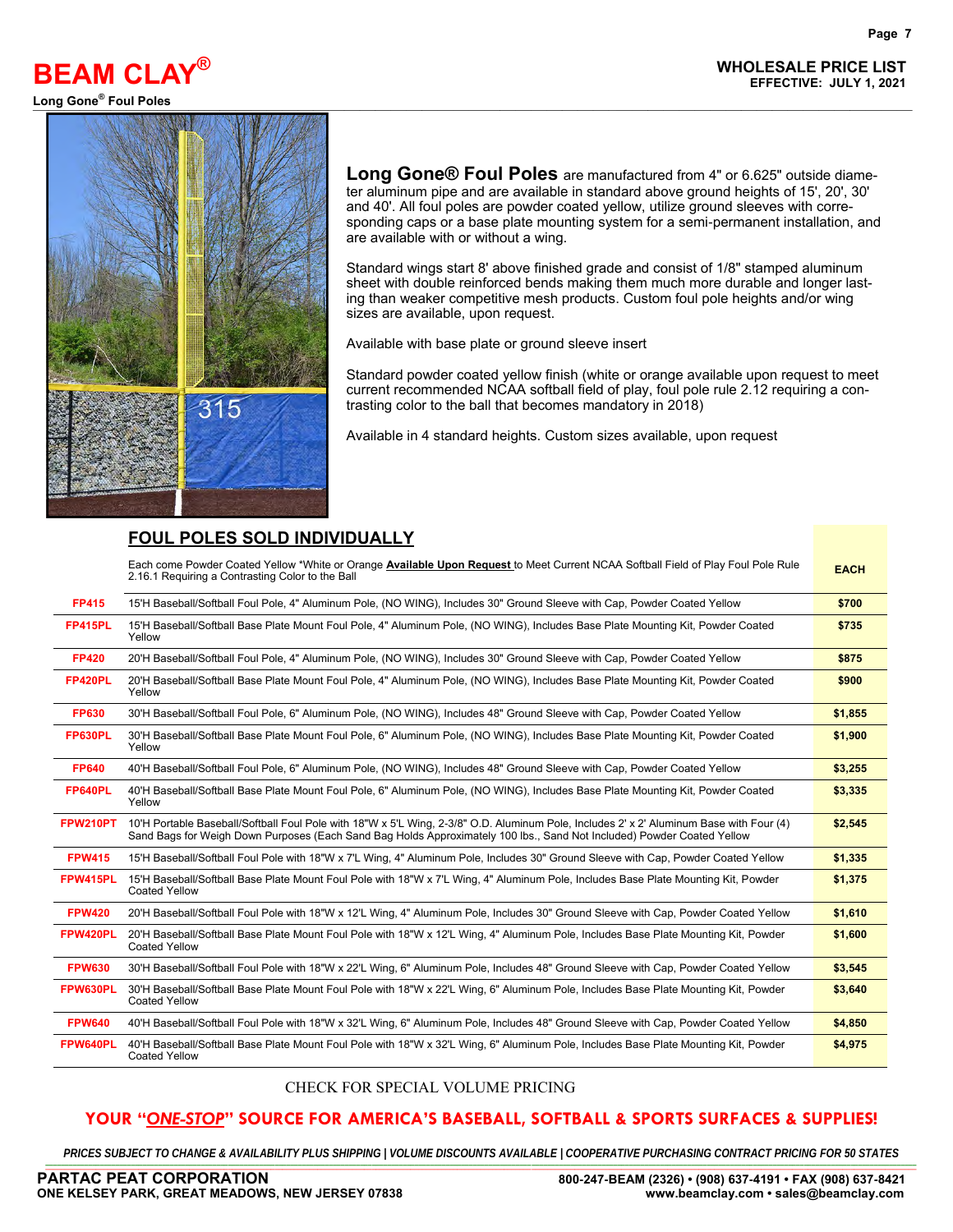# BEAM CLAY®

**Long Gone® Foul Poles**

**WHOLESALE PRICE LIST**
**EFFECTIVE: JULY 1, 2021**

**Long Gone® Foul Poles** are manufactured from 4" or 6.625" outside diameter aluminum pipe and are available in standard above ground heights of 15', 20', 30' and 40'. All foul poles are powder coated yellow, utilize ground sleeves with corresponding caps or a base plate mounting system for a semi-permanent installation, and are available with or without a wing.

Standard wings start 8' above finished grade and consist of 1/8" stamped aluminum sheet with double reinforced bends making them much more durable and longer lasting than weaker competitive mesh products. Custom foul pole heights and/or wing sizes are available, upon request.

Available with base plate or ground sleeve insert

Standard powder coated yellow finish (white or orange available upon request to meet current recommended NCAA softball field of play, foul pole rule 2.12 requiring a contrasting color to the ball that becomes mandatory in 2018)

Available in 4 standard heights. Custom sizes available, upon request

## FOUL POLES SOLD INDIVIDUALLY

| | Each come Powder Coated Yellow *White or Orange **Available Upon Request** to Meet Current NCAA Softball Field of Play Foul Pole Rule 2.16.1 Requiring a Contrasting Color to the Ball | **EACH** |
|---|---|---|
| **FP415** | 15'H Baseball/Softball Foul Pole, 4" Aluminum Pole, (NO WING), Includes 30" Ground Sleeve with Cap, Powder Coated Yellow | **$700** |
| **FP415PL** | 15'H Baseball/Softball Base Plate Mount Foul Pole, 4" Aluminum Pole, (NO WING), Includes Base Plate Mounting Kit, Powder Coated Yellow | **$735** |
| **FP420** | 20'H Baseball/Softball Foul Pole, 4" Aluminum Pole, (NO WING), Includes 30" Ground Sleeve with Cap, Powder Coated Yellow | **$875** |
| **FP420PL** | 20'H Baseball/Softball Base Plate Mount Foul Pole, 4" Aluminum Pole, (NO WING), Includes Base Plate Mounting Kit, Powder Coated Yellow | **$900** |
| **FP630** | 30'H Baseball/Softball Foul Pole, 6" Aluminum Pole, (NO WING), Includes 48" Ground Sleeve with Cap, Powder Coated Yellow | **$1,855** |
| **FP630PL** | 30'H Baseball/Softball Base Plate Mount Foul Pole, 6" Aluminum Pole, (NO WING), Includes Base Plate Mounting Kit, Powder Coated Yellow | **$1,900** |
| **FP640** | 40'H Baseball/Softball Foul Pole, 6" Aluminum Pole, (NO WING), Includes 48" Ground Sleeve with Cap, Powder Coated Yellow | **$3,255** |
| **FP640PL** | 40'H Baseball/Softball Base Plate Mount Foul Pole, 6" Aluminum Pole, (NO WING), Includes Base Plate Mounting Kit, Powder Coated Yellow | **$3,335** |
| **FPW210PT** | 10'H Portable Baseball/Softball Foul Pole with 18"W x 5'L Wing, 2-3/8" O.D. Aluminum Pole, Includes 2' x 2' Aluminum Base with Four (4) Sand Bags for Weigh Down Purposes (Each Sand Bag Holds Approximately 100 lbs., Sand Not Included) Powder Coated Yellow | **$2,545** |
| **FPW415** | 15'H Baseball/Softball Foul Pole with 18"W x 7'L Wing, 4" Aluminum Pole, Includes 30" Ground Sleeve with Cap, Powder Coated Yellow | **$1,335** |
| **FPW415PL** | 15'H Baseball/Softball Base Plate Mount Foul Pole with 18"W x 7'L Wing, 4" Aluminum Pole, Includes Base Plate Mounting Kit, Powder Coated Yellow | **$1,375** |
| **FPW420** | 20'H Baseball/Softball Foul Pole with 18"W x 12'L Wing, 4" Aluminum Pole, Includes 30" Ground Sleeve with Cap, Powder Coated Yellow | **$1,610** |
| **FPW420PL** | 20'H Baseball/Softball Base Plate Mount Foul Pole with 18"W x 12'L Wing, 4" Aluminum Pole, Includes Base Plate Mounting Kit, Powder Coated Yellow | **$1,600** |
| **FPW630** | 30'H Baseball/Softball Foul Pole with 18"W x 22'L Wing, 6" Aluminum Pole, Includes 48" Ground Sleeve with Cap, Powder Coated Yellow | **$3,545** |
| **FPW630PL** | 30'H Baseball/Softball Base Plate Mount Foul Pole with 18"W x 22'L Wing, 6" Aluminum Pole, Includes Base Plate Mounting Kit, Powder Coated Yellow | **$3,640** |
| **FPW640** | 40'H Baseball/Softball Foul Pole with 18"W x 32'L Wing, 6" Aluminum Pole, Includes 48" Ground Sleeve with Cap, Powder Coated Yellow | **$4,850** |
| **FPW640PL** | 40'H Baseball/Softball Base Plate Mount Foul Pole with 18"W x 32'L Wing, 6" Aluminum Pole, Includes Base Plate Mounting Kit, Powder Coated Yellow | **$4,975** |

CHECK FOR SPECIAL VOLUME PRICING

**YOUR "*ONE-STOP*" SOURCE FOR AMERICA'S BASEBALL, SOFTBALL & SPORTS SURFACES & SUPPLIES!**

***PRICES SUBJECT TO CHANGE & AVAILABILITY PLUS SHIPPING | VOLUME DISCOUNTS AVAILABLE | COOPERATIVE PURCHASING CONTRACT PRICING FOR 50 STATES***

**PARTAC PEAT CORPORATION**
**ONE KELSEY PARK, GREAT MEADOWS, NEW JERSEY 07838**

**800-247-BEAM (2326) • (908) 637-4191 • FAX (908) 637-8421**
**www.beamclay.com • sales@beamclay.com**